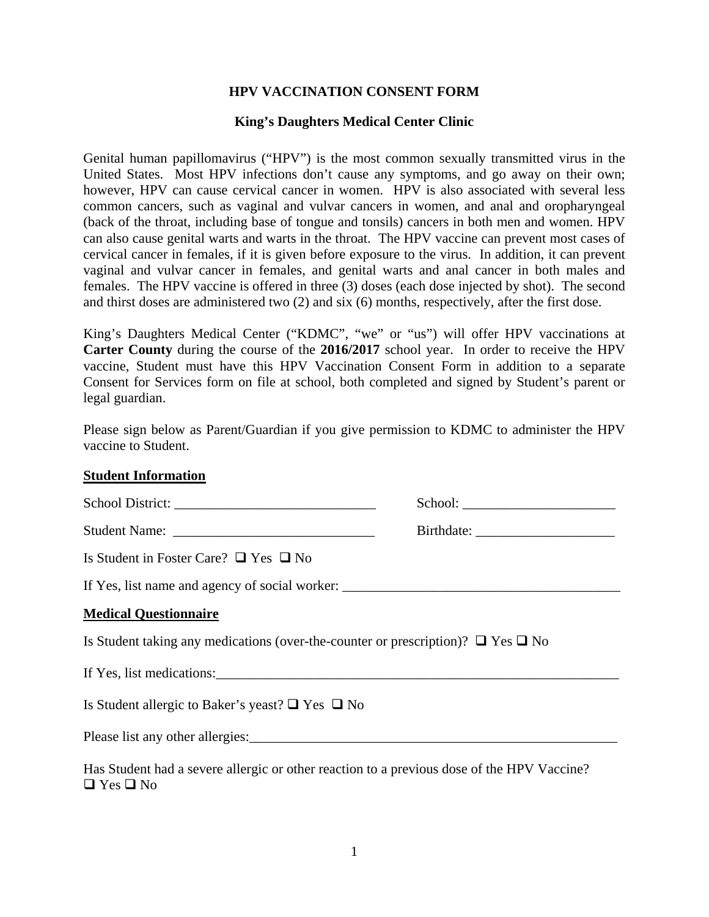# HPV VACCINATION CONSENT FORM

## King's Daughters Medical Center Clinic

Genital human papillomavirus ("HPV") is the most common sexually transmitted virus in the United States. Most HPV infections don't cause any symptoms, and go away on their own; however, HPV can cause cervical cancer in women. HPV is also associated with several less common cancers, such as vaginal and vulvar cancers in women, and anal and oropharyngeal (back of the throat, including base of tongue and tonsils) cancers in both men and women. HPV can also cause genital warts and warts in the throat. The HPV vaccine can prevent most cases of cervical cancer in females, if it is given before exposure to the virus. In addition, it can prevent vaginal and vulvar cancer in females, and genital warts and anal cancer in both males and females. The HPV vaccine is offered in three (3) doses (each dose injected by shot). The second and thirst doses are administered two (2) and six (6) months, respectively, after the first dose.

King's Daughters Medical Center ("KDMC", "we" or "us") will offer HPV vaccinations at **Carter County** during the course of the **2016/2017** school year. In order to receive the HPV vaccine, Student must have this HPV Vaccination Consent Form in addition to a separate Consent for Services form on file at school, both completed and signed by Student's parent or legal guardian.

Please sign below as Parent/Guardian if you give permission to KDMC to administer the HPV vaccine to Student.

**Student Information**

School District: _____________________________ School: ______________________

Student Name: _____________________________ Birthdate: ____________________

Is Student in Foster Care? ☐ Yes ☐ No

If Yes, list name and agency of social worker: ________________________________________

**Medical Questionnaire**

Is Student taking any medications (over-the-counter or prescription)? ☐ Yes ☐ No

If Yes, list medications:_____________________________________________________________

Is Student allergic to Baker's yeast? ☐ Yes ☐ No

Please list any other allergies:_______________________________________________________

Has Student had a severe allergic or other reaction to a previous dose of the HPV Vaccine?
☐ Yes ☐ No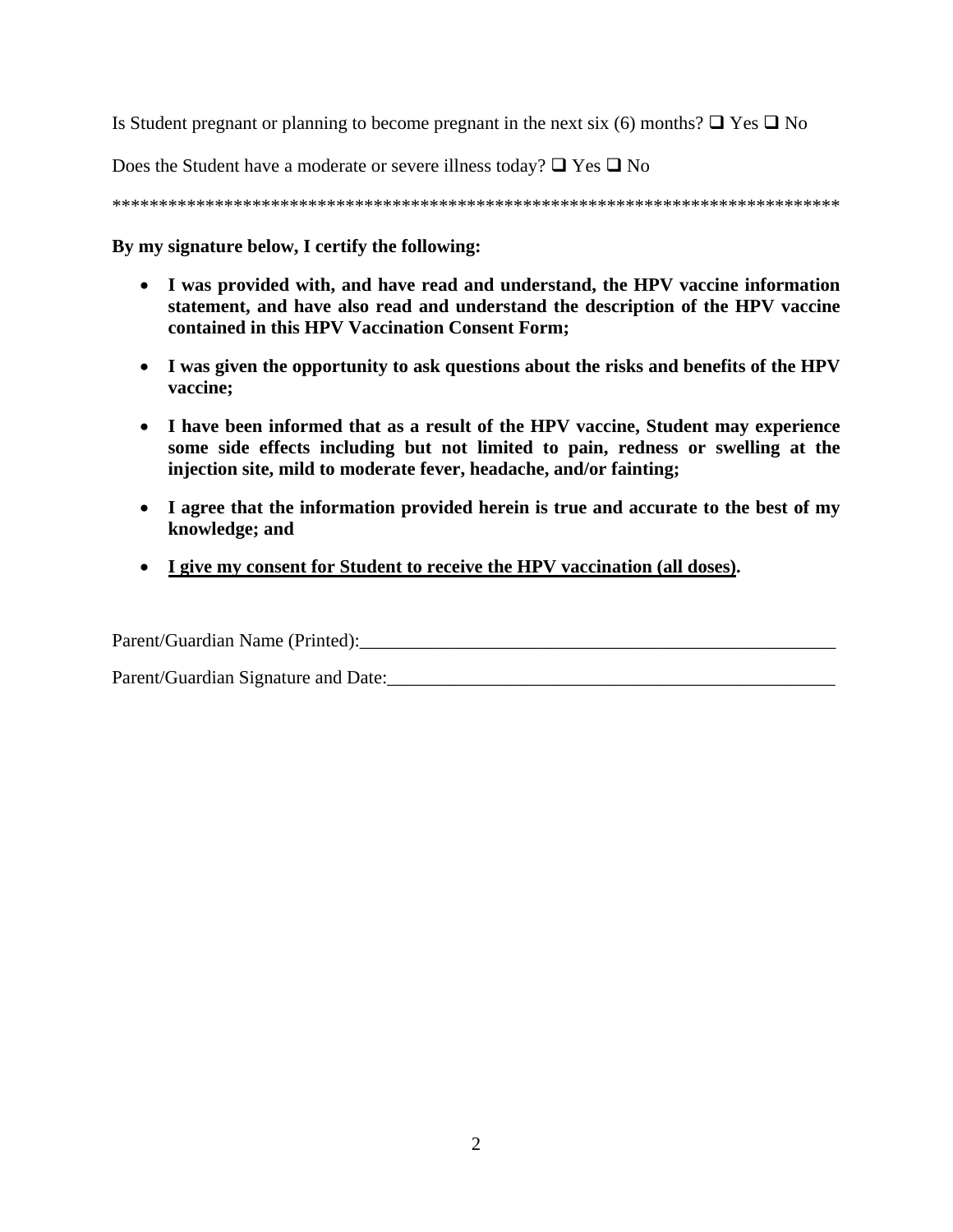Is Student pregnant or planning to become pregnant in the next six (6) months? ❑ Yes ❑ No

Does the Student have a moderate or severe illness today? ❑ Yes ❑ No

********************************************************************************

**By my signature below, I certify the following:**

- **I was provided with, and have read and understand, the HPV vaccine information statement, and have also read and understand the description of the HPV vaccine contained in this HPV Vaccination Consent Form;**
- **I was given the opportunity to ask questions about the risks and benefits of the HPV vaccine;**
- **I have been informed that as a result of the HPV vaccine, Student may experience some side effects including but not limited to pain, redness or swelling at the injection site, mild to moderate fever, headache, and/or fainting;**
- **I agree that the information provided herein is true and accurate to the best of my knowledge; and**
- **<u>I give my consent for Student to receive the HPV vaccination (all doses)</u>.**

Parent/Guardian Name (Printed):_____________________________________________________

Parent/Guardian Signature and Date:__________________________________________________